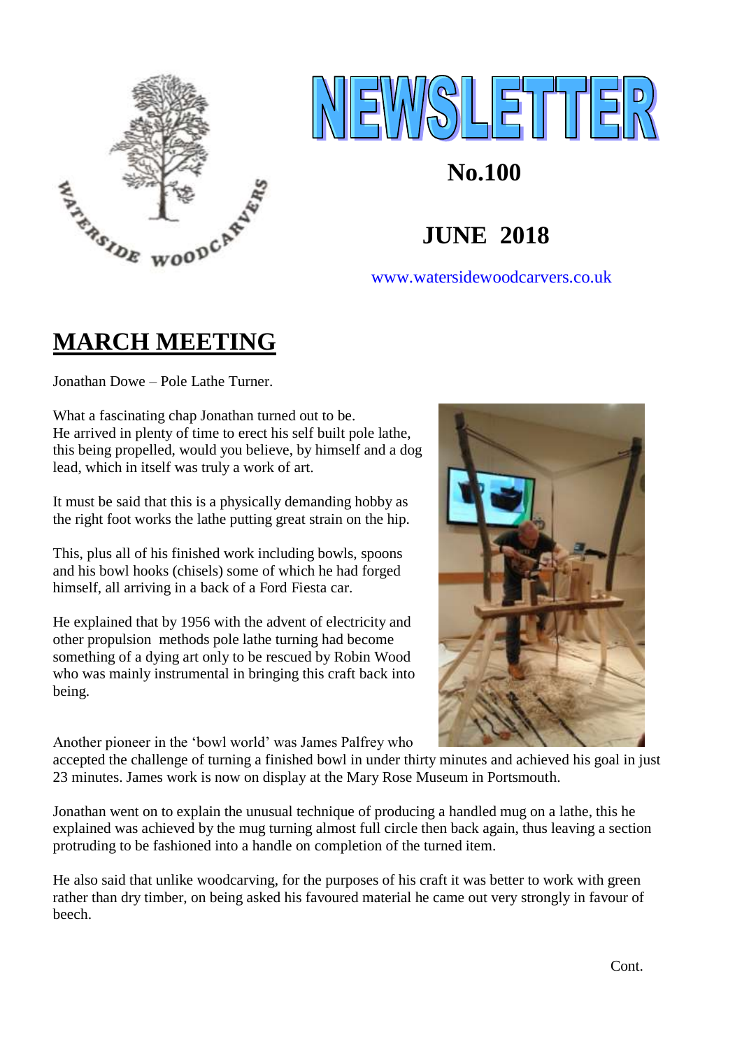# NEWSLETTER

**No.100**

**JUNE 2018**

www.watersidewoodcarvers.co.uk

## MARCH MEETING

Jonathan Dowe – Pole Lathe Turner.

What a fascinating chap Jonathan turned out to be.
He arrived in plenty of time to erect his self built pole lathe, this being propelled, would you believe, by himself and a dog lead, which in itself was truly a work of art.

It must be said that this is a physically demanding hobby as the right foot works the lathe putting great strain on the hip.

This, plus all of his finished work including bowls, spoons and his bowl hooks (chisels) some of which he had forged himself, all arriving in a back of a Ford Fiesta car.

He explained that by 1956 with the advent of electricity and other propulsion methods pole lathe turning had become something of a dying art only to be rescued by Robin Wood who was mainly instrumental in bringing this craft back into being.

Another pioneer in the 'bowl world' was James Palfrey who accepted the challenge of turning a finished bowl in under thirty minutes and achieved his goal in just 23 minutes. James work is now on display at the Mary Rose Museum in Portsmouth.

Jonathan went on to explain the unusual technique of producing a handled mug on a lathe, this he explained was achieved by the mug turning almost full circle then back again, thus leaving a section protruding to be fashioned into a handle on completion of the turned item.

He also said that unlike woodcarving, for the purposes of his craft it was better to work with green rather than dry timber, on being asked his favoured material he came out very strongly in favour of beech.

Cont.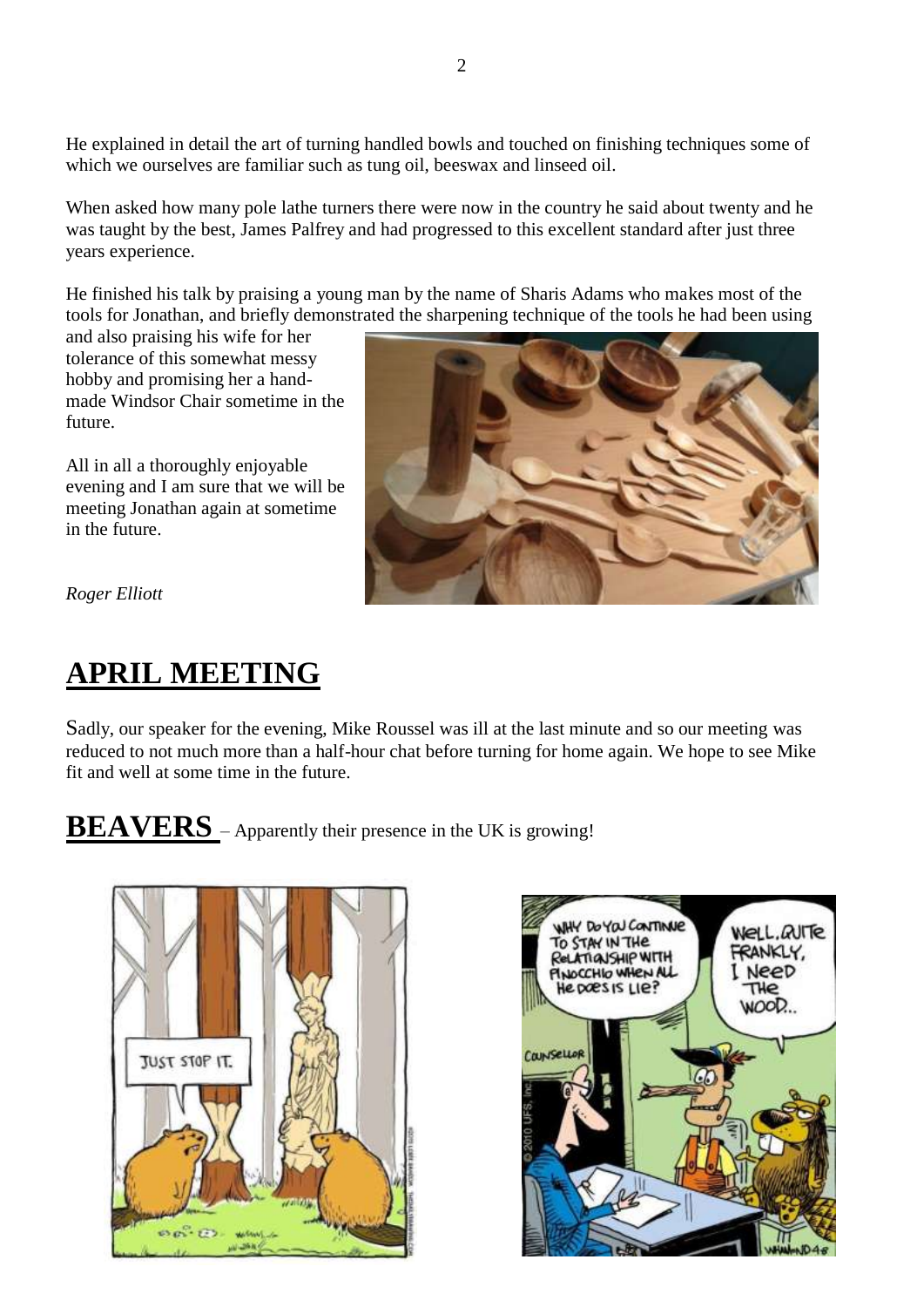He explained in detail the art of turning handled bowls and touched on finishing techniques some of which we ourselves are familiar such as tung oil, beeswax and linseed oil.

When asked how many pole lathe turners there were now in the country he said about twenty and he was taught by the best, James Palfrey and had progressed to this excellent standard after just three years experience.

He finished his talk by praising a young man by the name of Sharis Adams who makes most of the tools for Jonathan, and briefly demonstrated the sharpening technique of the tools he had been using and also praising his wife for her tolerance of this somewhat messy hobby and promising her a hand-made Windsor Chair sometime in the future.

All in all a thoroughly enjoyable evening and I am sure that we will be meeting Jonathan again at sometime in the future.

*Roger Elliott*

# APRIL MEETING

Sadly, our speaker for the evening, Mike Roussel was ill at the last minute and so our meeting was reduced to not much more than a half-hour chat before turning for home again. We hope to see Mike fit and well at some time in the future.

**BEAVERS** – Apparently their presence in the UK is growing!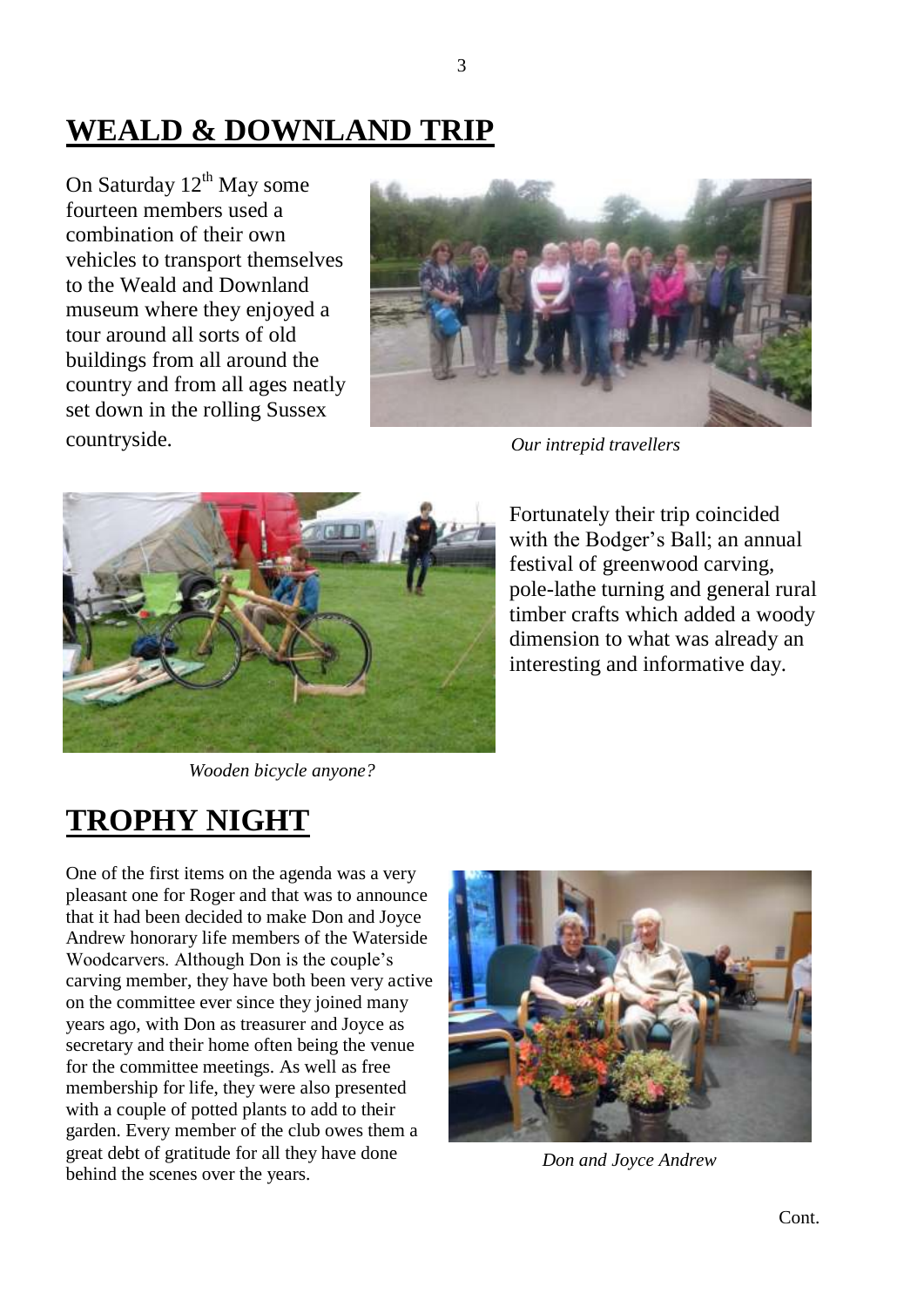# WEALD & DOWNLAND TRIP

On Saturday 12th May some fourteen members used a combination of their own vehicles to transport themselves to the Weald and Downland museum where they enjoyed a tour around all sorts of old buildings from all around the country and from all ages neatly set down in the rolling Sussex countryside.

*Our intrepid travellers*

Fortunately their trip coincided with the Bodger's Ball; an annual festival of greenwood carving, pole-lathe turning and general rural timber crafts which added a woody dimension to what was already an interesting and informative day.

*Wooden bicycle anyone?*

# TROPHY NIGHT

One of the first items on the agenda was a very pleasant one for Roger and that was to announce that it had been decided to make Don and Joyce Andrew honorary life members of the Waterside Woodcarvers. Although Don is the couple's carving member, they have both been very active on the committee ever since they joined many years ago, with Don as treasurer and Joyce as secretary and their home often being the venue for the committee meetings. As well as free membership for life, they were also presented with a couple of potted plants to add to their garden. Every member of the club owes them a great debt of gratitude for all they have done behind the scenes over the years.

*Don and Joyce Andrew*

Cont.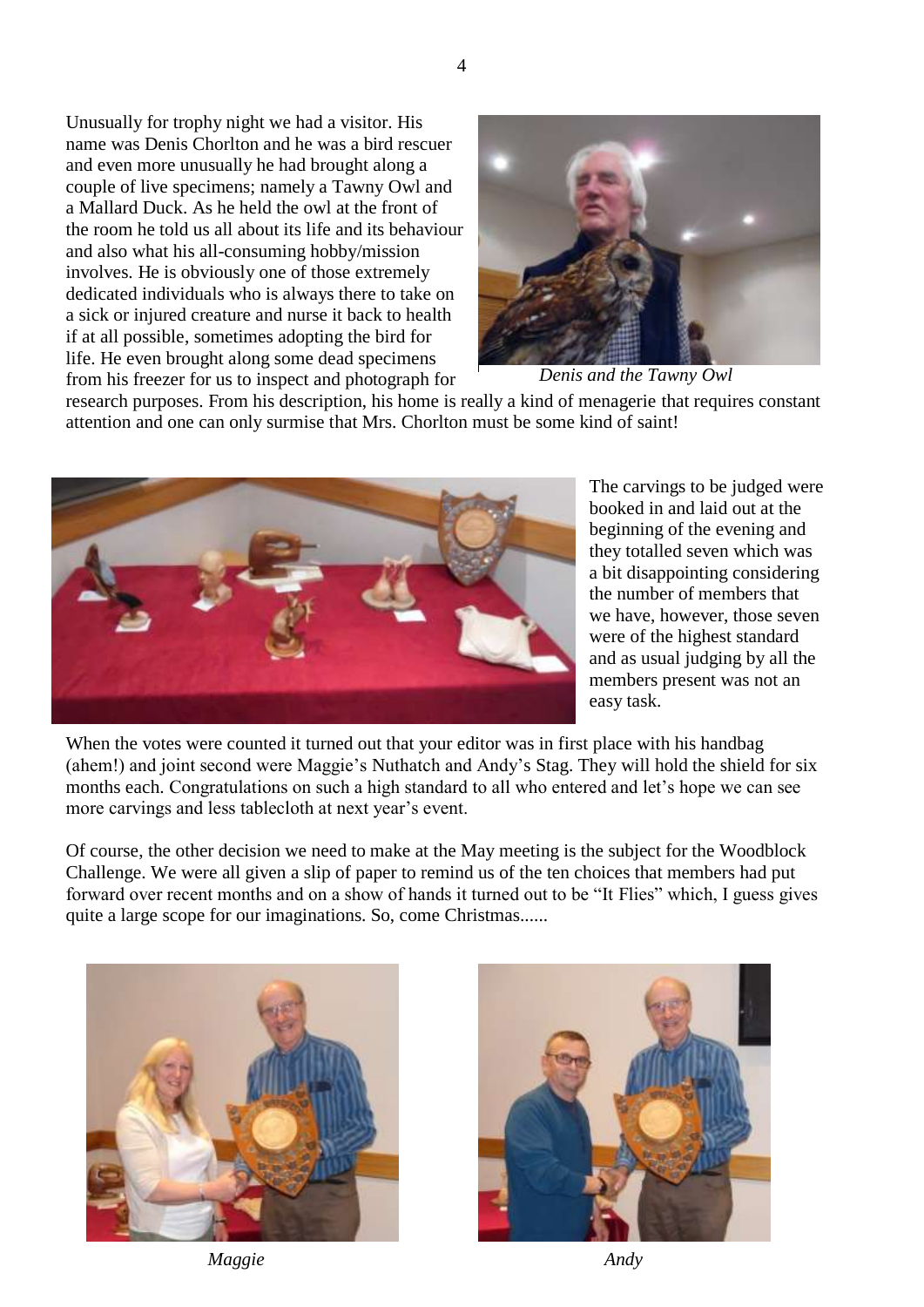Unusually for trophy night we had a visitor. His name was Denis Chorlton and he was a bird rescuer and even more unusually he had brought along a couple of live specimens; namely a Tawny Owl and a Mallard Duck. As he held the owl at the front of the room he told us all about its life and its behaviour and also what his all-consuming hobby/mission involves. He is obviously one of those extremely dedicated individuals who is always there to take on a sick or injured creature and nurse it back to health if at all possible, sometimes adopting the bird for life. He even brought along some dead specimens from his freezer for us to inspect and photograph for research purposes. From his description, his home is really a kind of menagerie that requires constant attention and one can only surmise that Mrs. Chorlton must be some kind of saint!

*Denis and the Tawny Owl*

The carvings to be judged were booked in and laid out at the beginning of the evening and they totalled seven which was a bit disappointing considering the number of members that we have, however, those seven were of the highest standard and as usual judging by all the members present was not an easy task.

When the votes were counted it turned out that your editor was in first place with his handbag (ahem!) and joint second were Maggie's Nuthatch and Andy's Stag. They will hold the shield for six months each. Congratulations on such a high standard to all who entered and let's hope we can see more carvings and less tablecloth at next year's event.

Of course, the other decision we need to make at the May meeting is the subject for the Woodblock Challenge. We were all given a slip of paper to remind us of the ten choices that members had put forward over recent months and on a show of hands it turned out to be "It Flies" which, I guess gives quite a large scope for our imaginations. So, come Christmas......

*Maggie*

*Andy*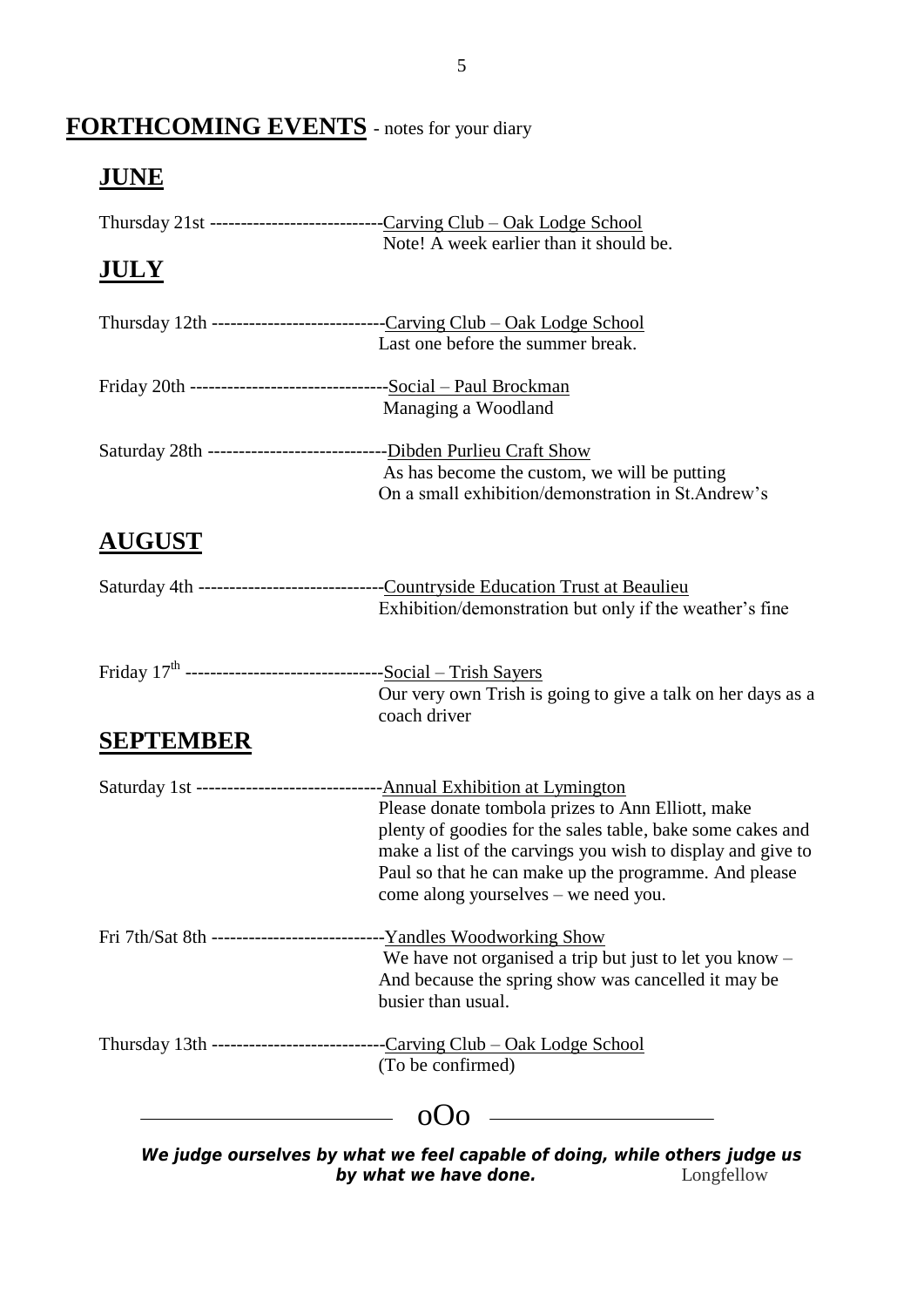# **FORTHCOMING EVENTS** - notes for your diary

## **JUNE**

Thursday 21st ----------------------------Carving Club – Oak Lodge School
Note! A week earlier than it should be.

## **JULY**

Thursday 12th ----------------------------Carving Club – Oak Lodge School
Last one before the summer break.

Friday 20th --------------------------------Social – Paul Brockman
Managing a Woodland

Saturday 28th -----------------------------Dibden Purlieu Craft Show
As has become the custom, we will be putting
On a small exhibition/demonstration in St.Andrew's

## **AUGUST**

Saturday 4th ------------------------------Countryside Education Trust at Beaulieu
Exhibition/demonstration but only if the weather's fine

Friday 17th --------------------------------Social – Trish Sayers
Our very own Trish is going to give a talk on her days as a coach driver

## **SEPTEMBER**

Saturday 1st ------------------------------Annual Exhibition at Lymington
Please donate tombola prizes to Ann Elliott, make plenty of goodies for the sales table, bake some cakes and make a list of the carvings you wish to display and give to Paul so that he can make up the programme. And please come along yourselves – we need you.

Fri 7th/Sat 8th ----------------------------Yandles Woodworking Show
We have not organised a trip but just to let you know – And because the spring show was cancelled it may be busier than usual.

Thursday 13th ----------------------------Carving Club – Oak Lodge School
(To be confirmed)

oOo

***We judge ourselves by what we feel capable of doing, while others judge us by what we have done.*** Longfellow